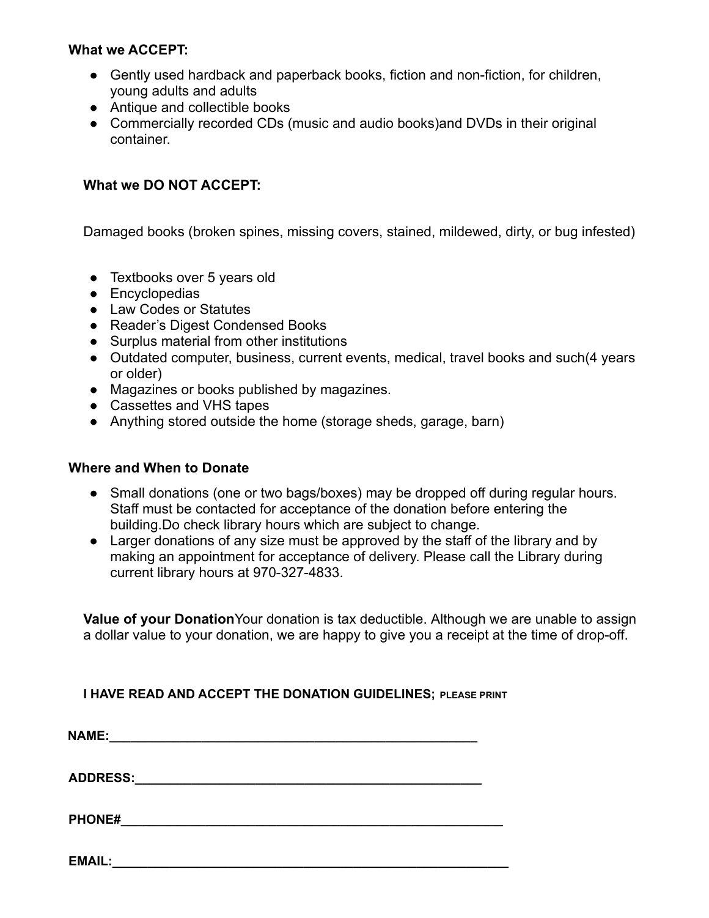**What we ACCEPT:**

- Gently used hardback and paperback books, fiction and non-fiction, for children, young adults and adults
- Antique and collectible books
- Commercially recorded CDs (music and audio books)and DVDs in their original container.

**What we DO NOT ACCEPT:**

Damaged books (broken spines, missing covers, stained, mildewed, dirty, or bug infested)

- Textbooks over 5 years old
- Encyclopedias
- Law Codes or Statutes
- Reader's Digest Condensed Books
- Surplus material from other institutions
- Outdated computer, business, current events, medical, travel books and such(4 years or older)
- Magazines or books published by magazines.
- Cassettes and VHS tapes
- Anything stored outside the home (storage sheds, garage, barn)

**Where and When to Donate**

- Small donations (one or two bags/boxes) may be dropped off during regular hours. Staff must be contacted for acceptance of the donation before entering the building.Do check library hours which are subject to change.
- Larger donations of any size must be approved by the staff of the library and by making an appointment for acceptance of delivery. Please call the Library during current library hours at 970-327-4833.

**Value of your Donation**Your donation is tax deductible. Although we are unable to assign a dollar value to your donation, we are happy to give you a receipt at the time of drop-off.

**I HAVE READ AND ACCEPT THE DONATION GUIDELINES; PLEASE PRINT**

**NAME:**_____________________________________________________

**ADDRESS:**__________________________________________________

**PHONE#**_____________________________________________________

**EMAIL:**______________________________________________________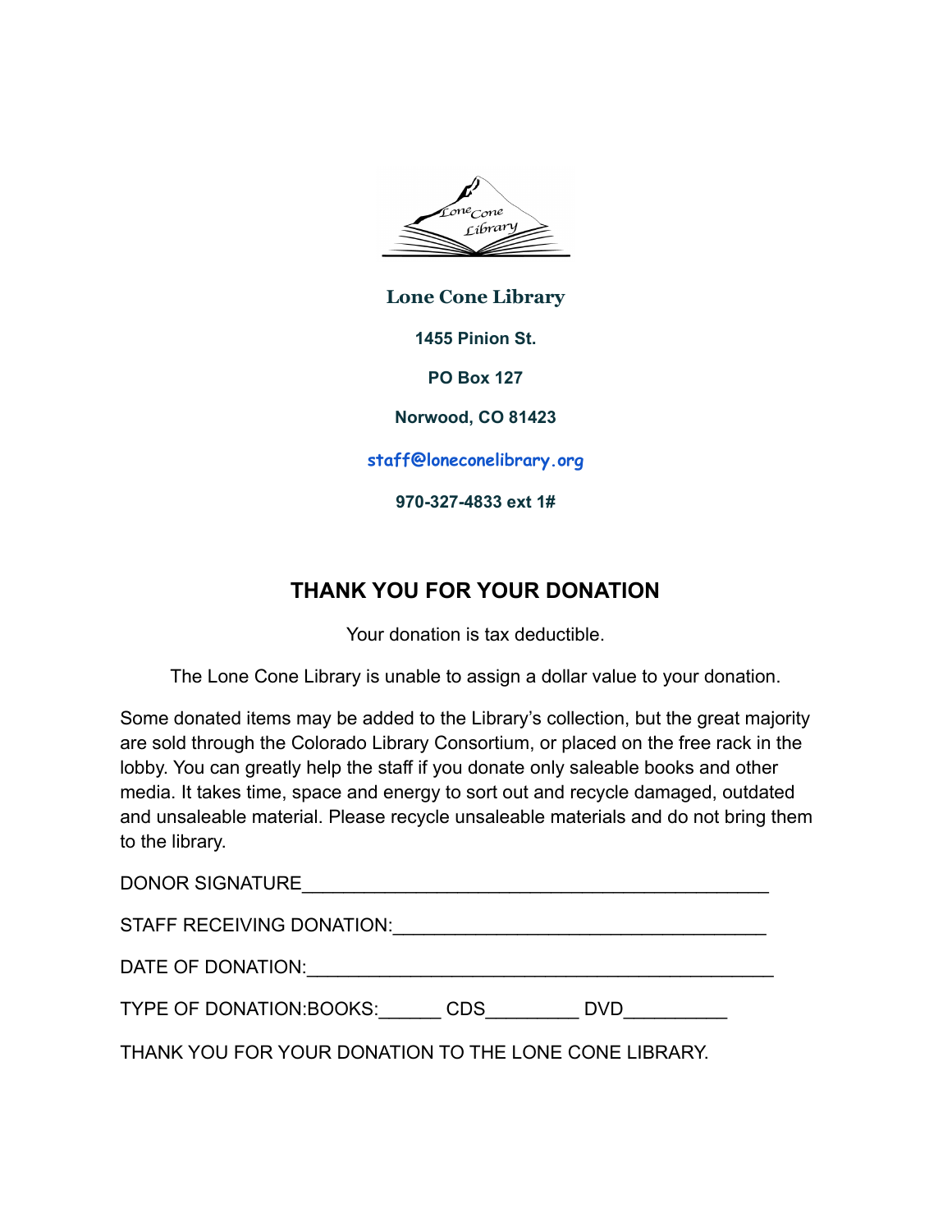**Lone Cone Library**

**1455 Pinion St.**

**PO Box 127**

**Norwood, CO 81423**

staff@loneconelibrary.org

**970-327-4833 ext 1#**

## THANK YOU FOR YOUR DONATION

Your donation is tax deductible.

The Lone Cone Library is unable to assign a dollar value to your donation.

Some donated items may be added to the Library's collection, but the great majority are sold through the Colorado Library Consortium, or placed on the free rack in the lobby. You can greatly help the staff if you donate only saleable books and other media. It takes time, space and energy to sort out and recycle damaged, outdated and unsaleable material. Please recycle unsaleable materials and do not bring them to the library.

DONOR SIGNATURE_______________________________________________

STAFF RECEIVING DONATION:______________________________________

DATE OF DONATION:_______________________________________________

TYPE OF DONATION:BOOKS:______ CDS_________ DVD__________

THANK YOU FOR YOUR DONATION TO THE LONE CONE LIBRARY.